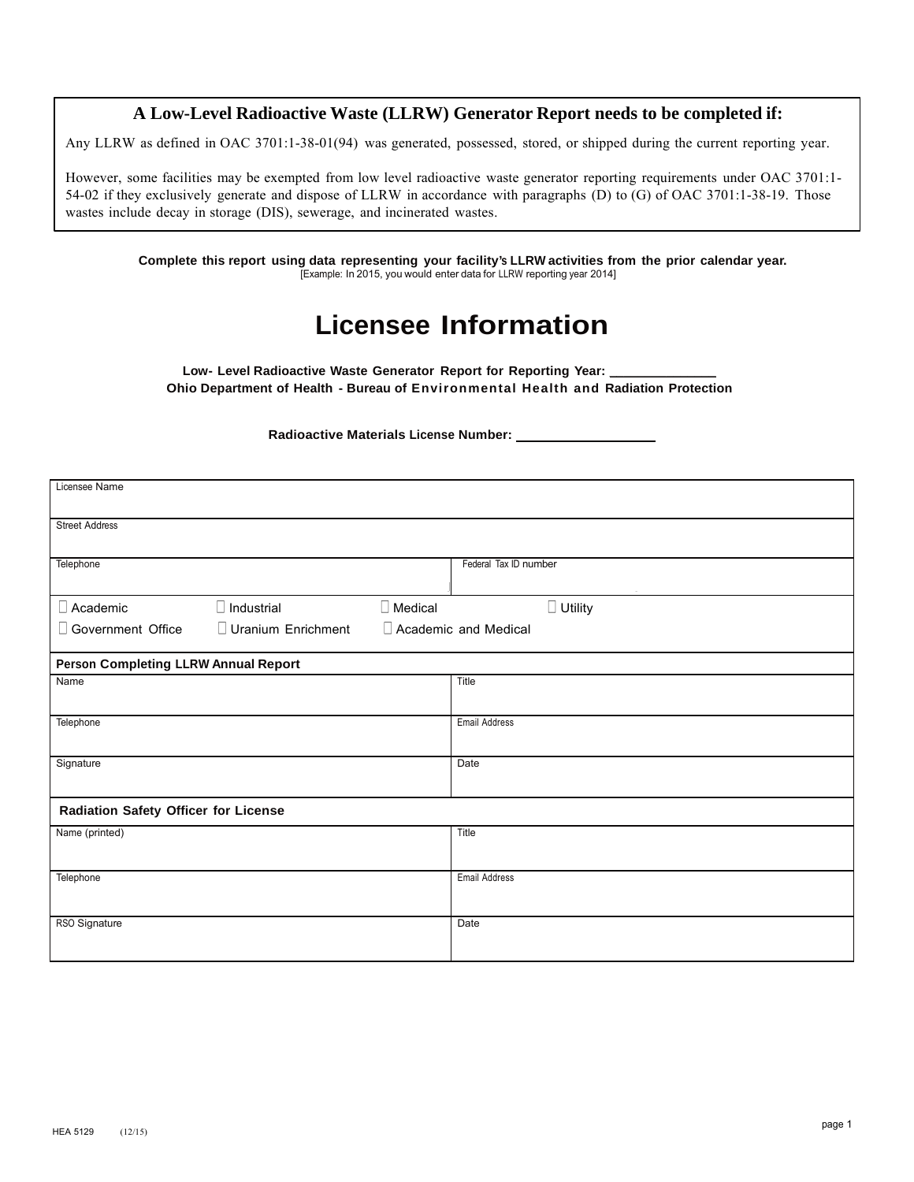**A Low-Level Radioactive Waste (LLRW) Generator Report needs to be completed if:**

Any LLRW as defined in OAC 3701:1-38-01(94) was generated, possessed, stored, or shipped during the current reporting year.

However, some facilities may be exempted from low level radioactive waste generator reporting requirements under OAC 3701:1-54-02 if they exclusively generate and dispose of LLRW in accordance with paragraphs (D) to (G) of OAC 3701:1-38-19. Those wastes include decay in storage (DIS), sewerage, and incinerated wastes.

**Complete this report using data representing your facility's LLRW activities from the prior calendar year.**
[Example: In 2015, you would enter data for LLRW reporting year 2014]

# Licensee Information

**Low- Level Radioactive Waste Generator Report for Reporting Year: ______________**
**Ohio Department of Health - Bureau of Environmental Health and Radiation Protection**

**Radioactive Materials License Number: __________________**

| Licensee Name | |
|---|---|
| Street Address | |
| Telephone | Federal Tax ID number |

☐ Academic ☐ Industrial ☐ Medical ☐ Utility
☐ Government Office ☐ Uranium Enrichment ☐ Academic and Medical

**Person Completing LLRW Annual Report**

| Name | Title |
|---|---|
| Telephone | Email Address |
| Signature | Date |

**Radiation Safety Officer for License**

| Name (printed) | Title |
|---|---|
| Telephone | Email Address |
| RSO Signature | Date |

HEA 5129 (12/15)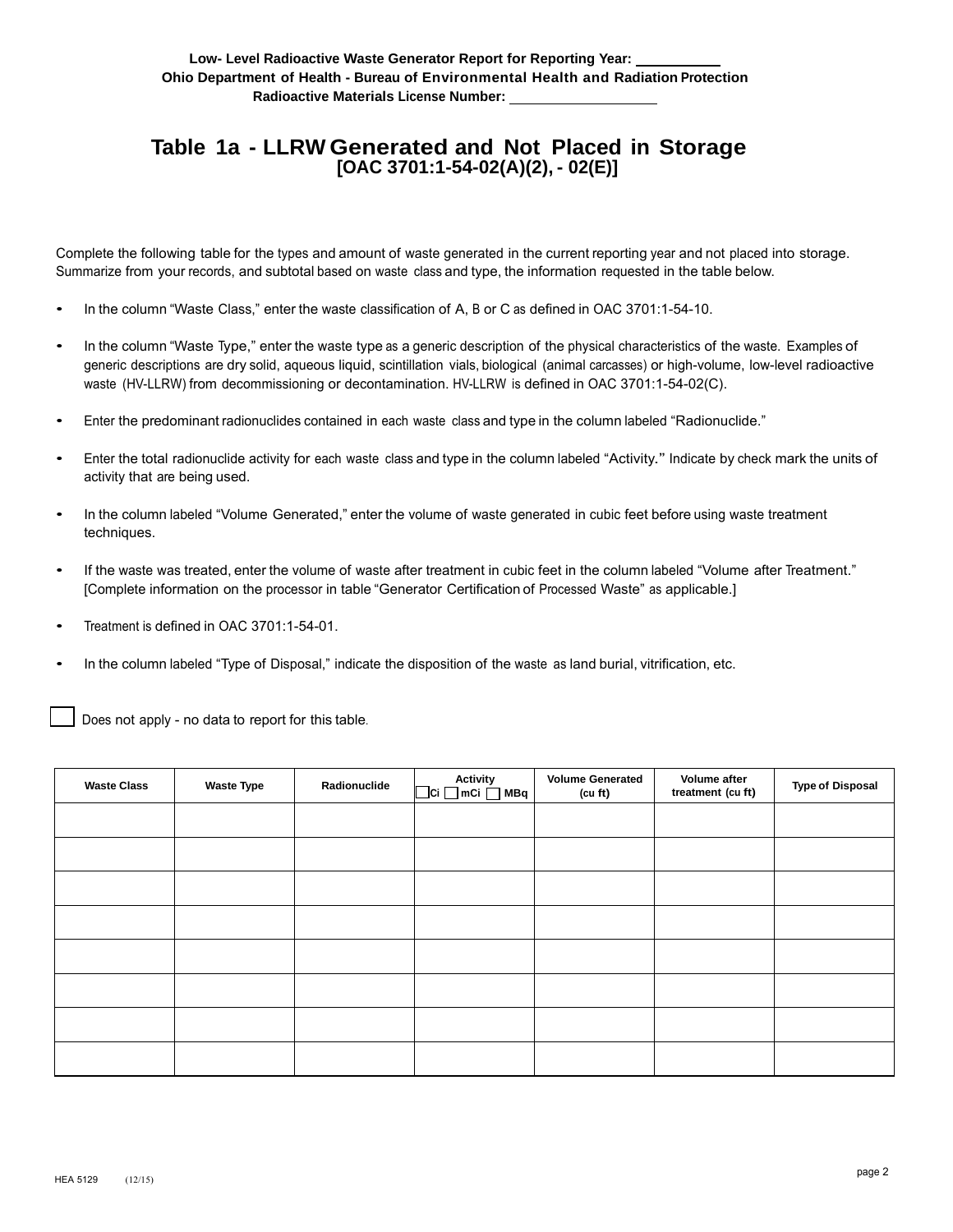**Low- Level Radioactive Waste Generator Report for Reporting Year: ________**
**Ohio Department of Health - Bureau of Environmental Health and Radiation Protection**
**Radioactive Materials License Number: ________________**

# Table 1a - LLRW Generated and Not Placed in Storage
## [OAC 3701:1-54-02(A)(2), - 02(E)]

Complete the following table for the types and amount of waste generated in the current reporting year and not placed into storage. Summarize from your records, and subtotal based on waste class and type, the information requested in the table below.

- In the column "Waste Class," enter the waste classification of A, B or C as defined in OAC 3701:1-54-10.
- In the column "Waste Type," enter the waste type as a generic description of the physical characteristics of the waste. Examples of generic descriptions are dry solid, aqueous liquid, scintillation vials, biological (animal carcasses) or high-volume, low-level radioactive waste (HV-LLRW) from decommissioning or decontamination. HV-LLRW is defined in OAC 3701:1-54-02(C).
- Enter the predominant radionuclides contained in each waste class and type in the column labeled "Radionuclide."
- Enter the total radionuclide activity for each waste class and type in the column labeled "Activity." Indicate by check mark the units of activity that are being used.
- In the column labeled "Volume Generated," enter the volume of waste generated in cubic feet before using waste treatment techniques.
- If the waste was treated, enter the volume of waste after treatment in cubic feet in the column labeled "Volume after Treatment." [Complete information on the processor in table "Generator Certification of Processed Waste" as applicable.]
- Treatment is defined in OAC 3701:1-54-01.
- In the column labeled "Type of Disposal," indicate the disposition of the waste as land burial, vitrification, etc.

☐ Does not apply - no data to report for this table.

| Waste Class | Waste Type | Radionuclide | Activity ☐ Ci ☐ mCi ☐ MBq | Volume Generated (cu ft) | Volume after treatment (cu ft) | Type of Disposal |
|---|---|---|---|---|---|---|
| | | | | | | |
| | | | | | | |
| | | | | | | |
| | | | | | | |
| | | | | | | |
| | | | | | | |
| | | | | | | |
| | | | | | | |

HEA 5129 (12/15)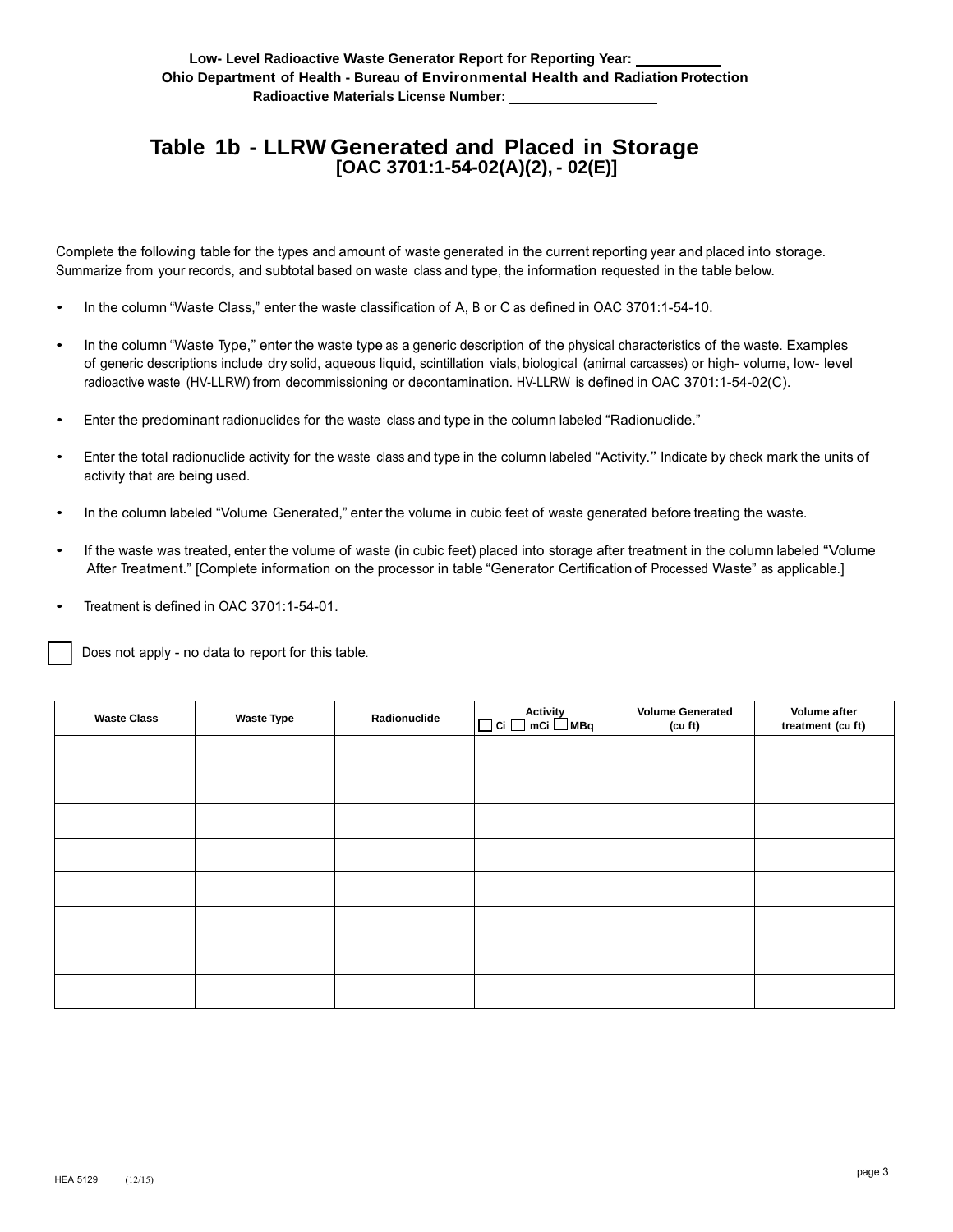**Low- Level Radioactive Waste Generator Report for Reporting Year: __________**
**Ohio Department of Health - Bureau of Environmental Health and Radiation Protection**
**Radioactive Materials License Number: __________________**

## Table 1b - LLRW Generated and Placed in Storage
### [OAC 3701:1-54-02(A)(2), - 02(E)]

Complete the following table for the types and amount of waste generated in the current reporting year and placed into storage. Summarize from your records, and subtotal based on waste class and type, the information requested in the table below.

- In the column “Waste Class,” enter the waste classification of A, B or C as defined in OAC 3701:1-54-10.
- In the column “Waste Type,” enter the waste type as a generic description of the physical characteristics of the waste. Examples of generic descriptions include dry solid, aqueous liquid, scintillation vials, biological (animal carcasses) or high- volume, low- level radioactive waste (HV-LLRW) from decommissioning or decontamination. HV-LLRW is defined in OAC 3701:1-54-02(C).
- Enter the predominant radionuclides for the waste class and type in the column labeled “Radionuclide.”
- Enter the total radionuclide activity for the waste class and type in the column labeled “Activity.” Indicate by check mark the units of activity that are being used.
- In the column labeled “Volume Generated,” enter the volume in cubic feet of waste generated before treating the waste.
- If the waste was treated, enter the volume of waste (in cubic feet) placed into storage after treatment in the column labeled “Volume After Treatment.” [Complete information on the processor in table “Generator Certification of Processed Waste” as applicable.]
- Treatment is defined in OAC 3701:1-54-01.

☐ Does not apply - no data to report for this table.

| Waste Class | Waste Type | Radionuclide | Activity ☐ Ci ☐ mCi ☐ MBq | Volume Generated (cu ft) | Volume after treatment (cu ft) |
|---|---|---|---|---|---|
| | | | | | |
| | | | | | |
| | | | | | |
| | | | | | |
| | | | | | |
| | | | | | |
| | | | | | |
| | | | | | |

HEA 5129 (12/15)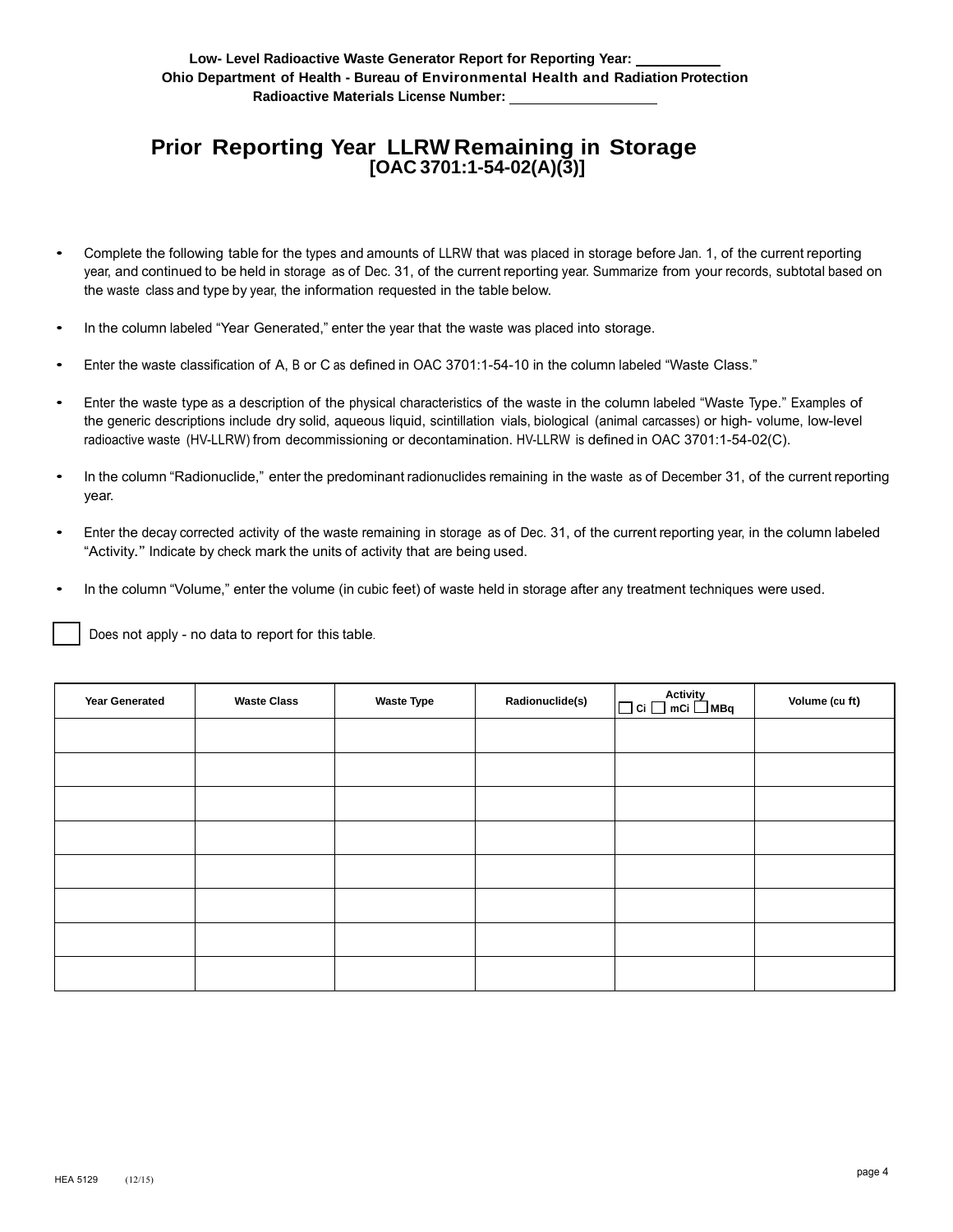**Low- Level Radioactive Waste Generator Report for Reporting Year: \_\_\_\_\_\_\_\_\_\_**
**Ohio Department of Health - Bureau of Environmental Health and Radiation Protection**
**Radioactive Materials License Number: \_\_\_\_\_\_\_\_\_\_\_\_\_\_\_\_\_\_\_\_**

# Prior Reporting Year LLRW Remaining in Storage
**[OAC 3701:1-54-02(A)(3)]**

- Complete the following table for the types and amounts of LLRW that was placed in storage before Jan. 1, of the current reporting year, and continued to be held in storage as of Dec. 31, of the current reporting year. Summarize from your records, subtotal based on the waste class and type by year, the information requested in the table below.
- In the column labeled "Year Generated," enter the year that the waste was placed into storage.
- Enter the waste classification of A, B or C as defined in OAC 3701:1-54-10 in the column labeled "Waste Class."
- Enter the waste type as a description of the physical characteristics of the waste in the column labeled "Waste Type." Examples of the generic descriptions include dry solid, aqueous liquid, scintillation vials, biological (animal carcasses) or high- volume, low-level radioactive waste (HV-LLRW) from decommissioning or decontamination. HV-LLRW is defined in OAC 3701:1-54-02(C).
- In the column "Radionuclide," enter the predominant radionuclides remaining in the waste as of December 31, of the current reporting year.
- Enter the decay corrected activity of the waste remaining in storage as of Dec. 31, of the current reporting year, in the column labeled "Activity." Indicate by check mark the units of activity that are being used.
- In the column "Volume," enter the volume (in cubic feet) of waste held in storage after any treatment techniques were used.

☐ Does not apply - no data to report for this table.

| Year Generated | Waste Class | Waste Type | Radionuclide(s) | Activity ☐ Ci ☐ mCi ☐ MBq | Volume (cu ft) |
|---|---|---|---|---|---|
| | | | | | |
| | | | | | |
| | | | | | |
| | | | | | |
| | | | | | |
| | | | | | |
| | | | | | |
| | | | | | |

HEA 5129 (12/15)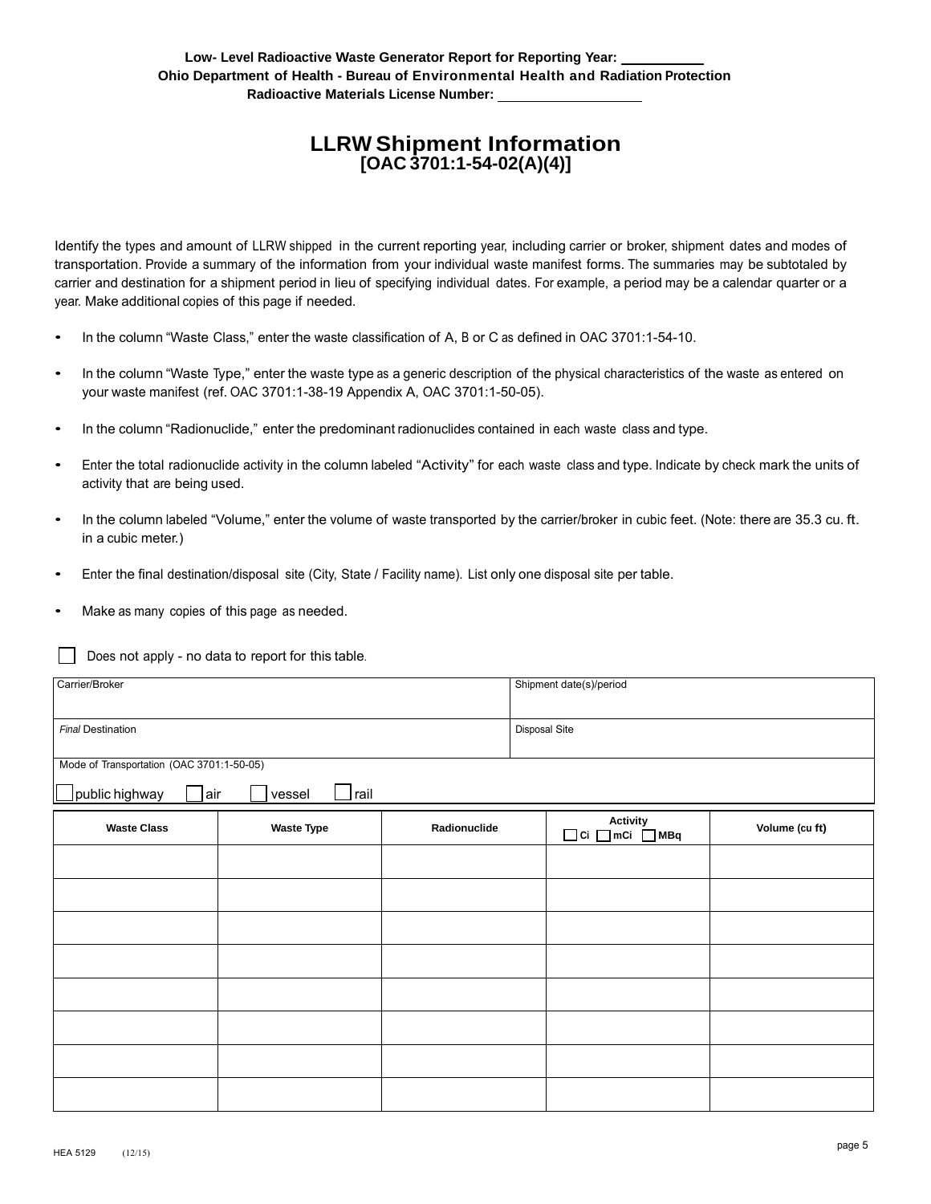**Low- Level Radioactive Waste Generator Report for Reporting Year: \_\_\_\_\_\_\_\_\_\_**
**Ohio Department of Health - Bureau of Environmental Health and Radiation Protection**
**Radioactive Materials License Number: \_\_\_\_\_\_\_\_\_\_\_\_\_\_\_\_\_\_**

# LLRW Shipment Information
## [OAC 3701:1-54-02(A)(4)]

Identify the types and amount of LLRW shipped in the current reporting year, including carrier or broker, shipment dates and modes of transportation. Provide a summary of the information from your individual waste manifest forms. The summaries may be subtotaled by carrier and destination for a shipment period in lieu of specifying individual dates. For example, a period may be a calendar quarter or a year. Make additional copies of this page if needed.

- In the column "Waste Class," enter the waste classification of A, B or C as defined in OAC 3701:1-54-10.
- In the column "Waste Type," enter the waste type as a generic description of the physical characteristics of the waste as entered on your waste manifest (ref. OAC 3701:1-38-19 Appendix A, OAC 3701:1-50-05).
- In the column "Radionuclide," enter the predominant radionuclides contained in each waste class and type.
- Enter the total radionuclide activity in the column labeled "Activity" for each waste class and type. Indicate by check mark the units of activity that are being used.
- In the column labeled "Volume," enter the volume of waste transported by the carrier/broker in cubic feet. (Note: there are 35.3 cu. ft. in a cubic meter.)
- Enter the final destination/disposal site (City, State / Facility name). List only one disposal site per table.
- Make as many copies of this page as needed.

☐ Does not apply - no data to report for this table.

| Carrier/Broker | Shipment date(s)/period |
|---|---|
| *Final* Destination | Disposal Site |
| Mode of Transportation (OAC 3701:1-50-05)<br>☐ public highway ☐ air ☐ vessel ☐ rail | |

| Waste Class | Waste Type | Radionuclide | Activity<br>☐ Ci ☐ mCi ☐ MBq | Volume (cu ft) |
|---|---|---|---|---|
| | | | | |
| | | | | |
| | | | | |
| | | | | |
| | | | | |
| | | | | |
| | | | | |
| | | | | |

HEA 5129 (12/15)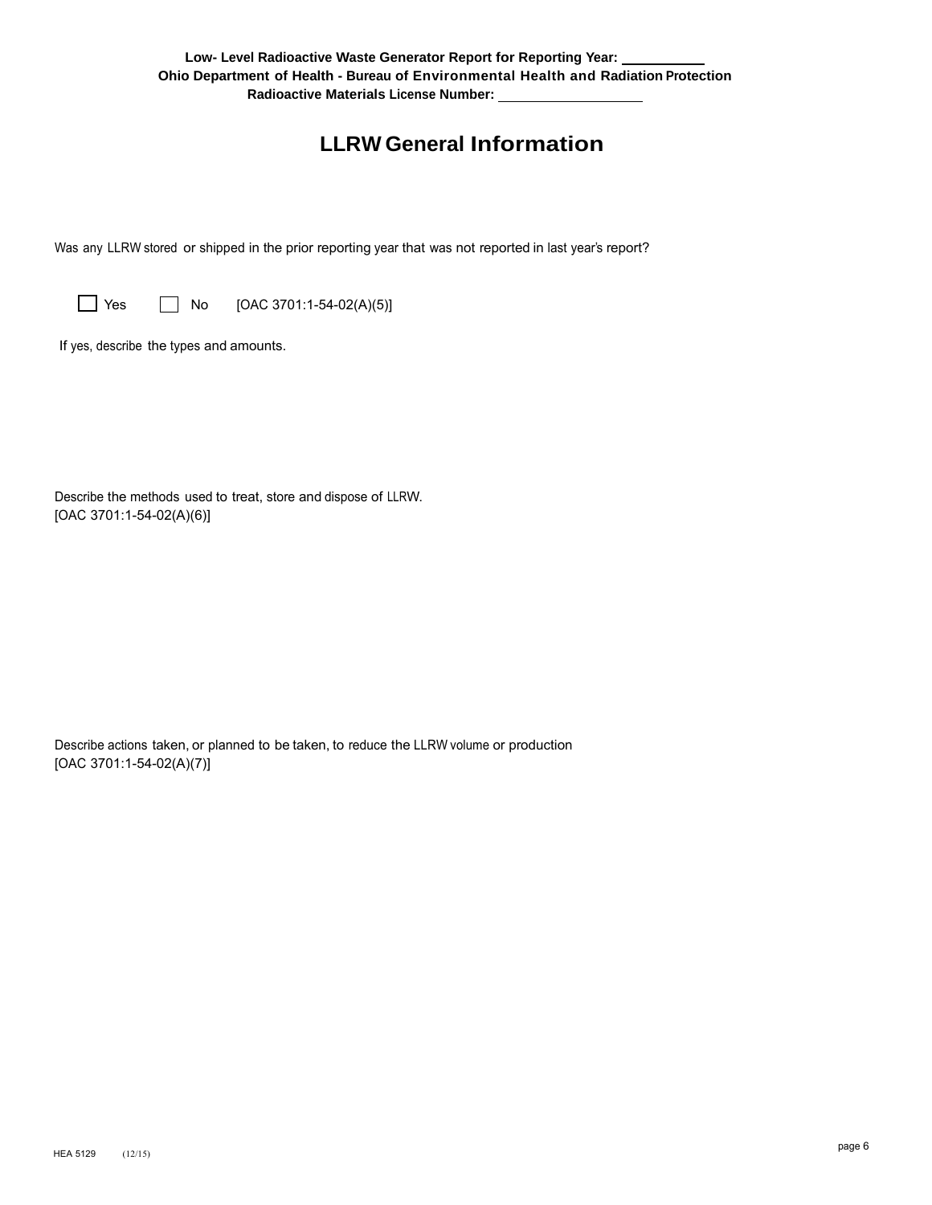**Low- Level Radioactive Waste Generator Report for Reporting Year: \_\_\_\_\_\_\_\_\_\_**

**Ohio Department of Health - Bureau of Environmental Health and Radiation Protection**

**Radioactive Materials License Number: \_\_\_\_\_\_\_\_\_\_\_\_\_\_\_\_\_\_**

# LLRW General Information

Was any LLRW stored or shipped in the prior reporting year that was not reported in last year's report?

☐ Yes ☐ No [OAC 3701:1-54-02(A)(5)]

If yes, describe the types and amounts.

Describe the methods used to treat, store and dispose of LLRW.
[OAC 3701:1-54-02(A)(6)]

Describe actions taken, or planned to be taken, to reduce the LLRW volume or production
[OAC 3701:1-54-02(A)(7)]

HEA 5129 (12/15)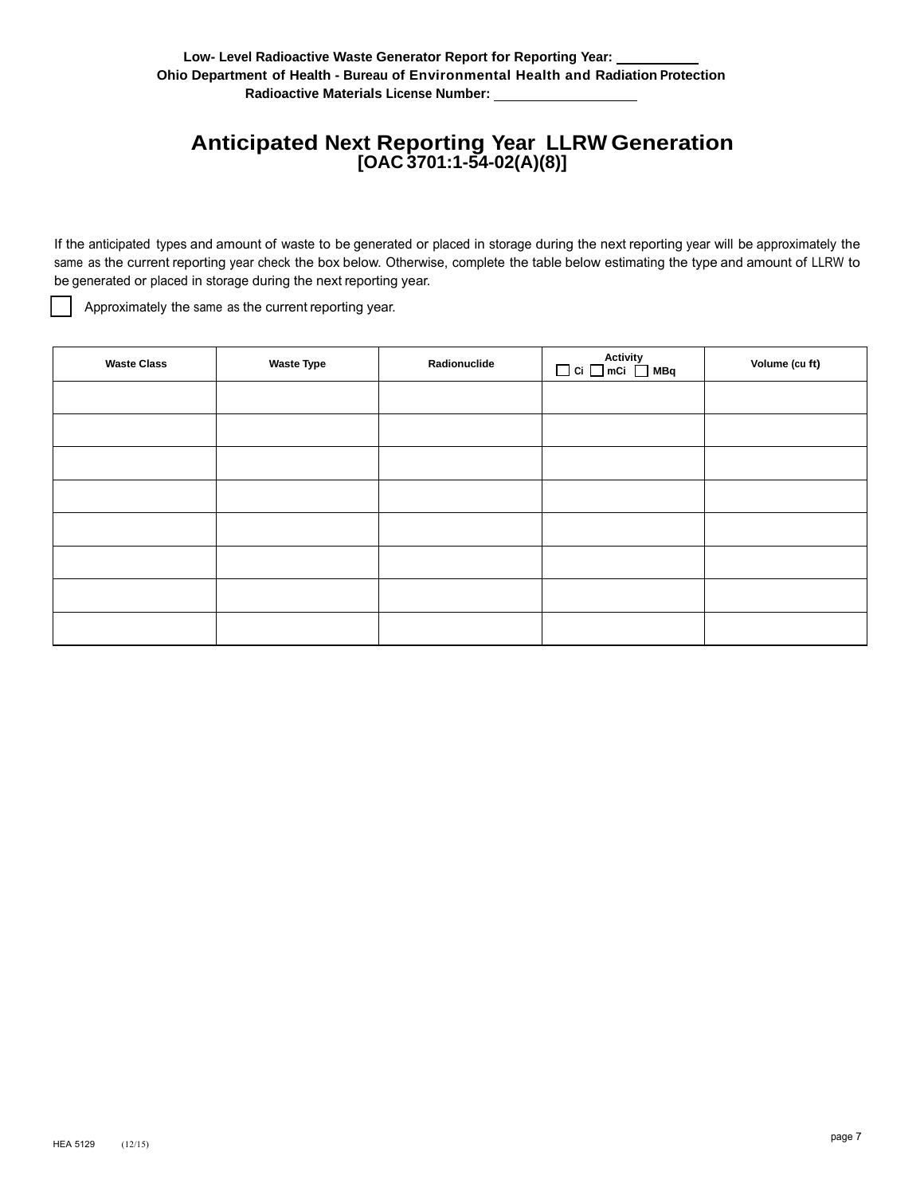**Low- Level Radioactive Waste Generator Report for Reporting Year: ___________**
**Ohio Department of Health - Bureau of Environmental Health and Radiation Protection**
**Radioactive Materials License Number: ____________________**

# Anticipated Next Reporting Year LLRW Generation
**[OAC 3701:1-54-02(A)(8)]**

If the anticipated types and amount of waste to be generated or placed in storage during the next reporting year will be approximately the same as the current reporting year check the box below. Otherwise, complete the table below estimating the type and amount of LLRW to be generated or placed in storage during the next reporting year.

☐ Approximately the same as the current reporting year.

| Waste Class | Waste Type | Radionuclide | Activity ☐ Ci ☐ mCi ☐ MBq | Volume (cu ft) |
|---|---|---|---|---|
| | | | | |
| | | | | |
| | | | | |
| | | | | |
| | | | | |
| | | | | |
| | | | | |
| | | | | |

HEA 5129 (12/15)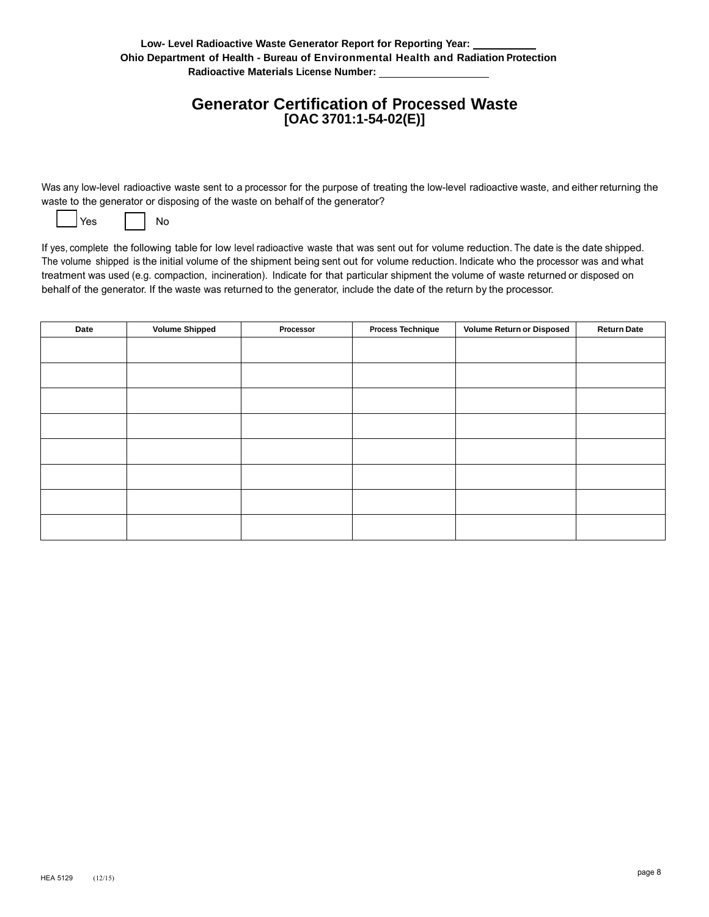**Low- Level Radioactive Waste Generator Report for Reporting Year: ___________**
**Ohio Department of Health - Bureau of Environmental Health and Radiation Protection**
**Radioactive Materials License Number: ____________________**

# Generator Certification of Processed Waste
## [OAC 3701:1-54-02(E)]

Was any low-level radioactive waste sent to a processor for the purpose of treating the low-level radioactive waste, and either returning the waste to the generator or disposing of the waste on behalf of the generator?

☐ Yes ☐ No

If yes, complete the following table for low level radioactive waste that was sent out for volume reduction. The date is the date shipped. The volume shipped is the initial volume of the shipment being sent out for volume reduction. Indicate who the processor was and what treatment was used (e.g. compaction, incineration). Indicate for that particular shipment the volume of waste returned or disposed on behalf of the generator. If the waste was returned to the generator, include the date of the return by the processor.

| Date | Volume Shipped | Processor | Process Technique | Volume Return or Disposed | Return Date |
|---|---|---|---|---|---|
| | | | | | |
| | | | | | |
| | | | | | |
| | | | | | |
| | | | | | |
| | | | | | |
| | | | | | |
| | | | | | |

HEA 5129 (12/15)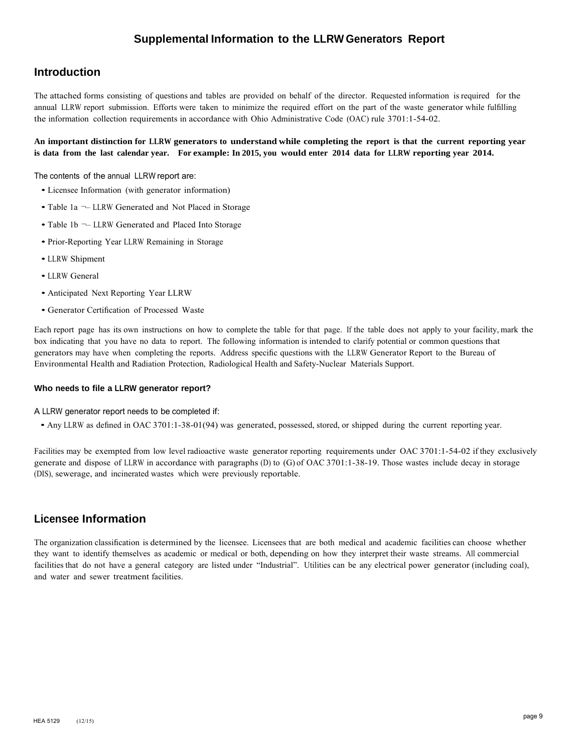# Supplemental Information to the LLRW Generators Report

## Introduction

The attached forms consisting of questions and tables are provided on behalf of the director. Requested information is required for the annual LLRW report submission. Efforts were taken to minimize the required effort on the part of the waste generator while fulfilling the information collection requirements in accordance with Ohio Administrative Code (OAC) rule 3701:1-54-02.

**An important distinction for LLRW generators to understand while completing the report is that the current reporting year is data from the last calendar year. For example: In 2015, you would enter 2014 data for LLRW reporting year 2014.**

The contents of the annual LLRW report are:

- Licensee Information (with generator information)
- Table 1a ¬– LLRW Generated and Not Placed in Storage
- Table 1b ¬– LLRW Generated and Placed Into Storage
- Prior-Reporting Year LLRW Remaining in Storage
- LLRW Shipment
- LLRW General
- Anticipated Next Reporting Year LLRW
- Generator Certification of Processed Waste

Each report page has its own instructions on how to complete the table for that page. If the table does not apply to your facility, mark the box indicating that you have no data to report. The following information is intended to clarify potential or common questions that generators may have when completing the reports. Address specific questions with the LLRW Generator Report to the Bureau of Environmental Health and Radiation Protection, Radiological Health and Safety-Nuclear Materials Support.

#### Who needs to file a LLRW generator report?

A LLRW generator report needs to be completed if:

- Any LLRW as defined in OAC 3701:1-38-01(94) was generated, possessed, stored, or shipped during the current reporting year.

Facilities may be exempted from low level radioactive waste generator reporting requirements under OAC 3701:1-54-02 if they exclusively generate and dispose of LLRW in accordance with paragraphs (D) to (G) of OAC 3701:1-38-19. Those wastes include decay in storage (DIS), sewerage, and incinerated wastes which were previously reportable.

## Licensee Information

The organization classification is determined by the licensee. Licensees that are both medical and academic facilities can choose whether they want to identify themselves as academic or medical or both, depending on how they interpret their waste streams. All commercial facilities that do not have a general category are listed under "Industrial". Utilities can be any electrical power generator (including coal), and water and sewer treatment facilities.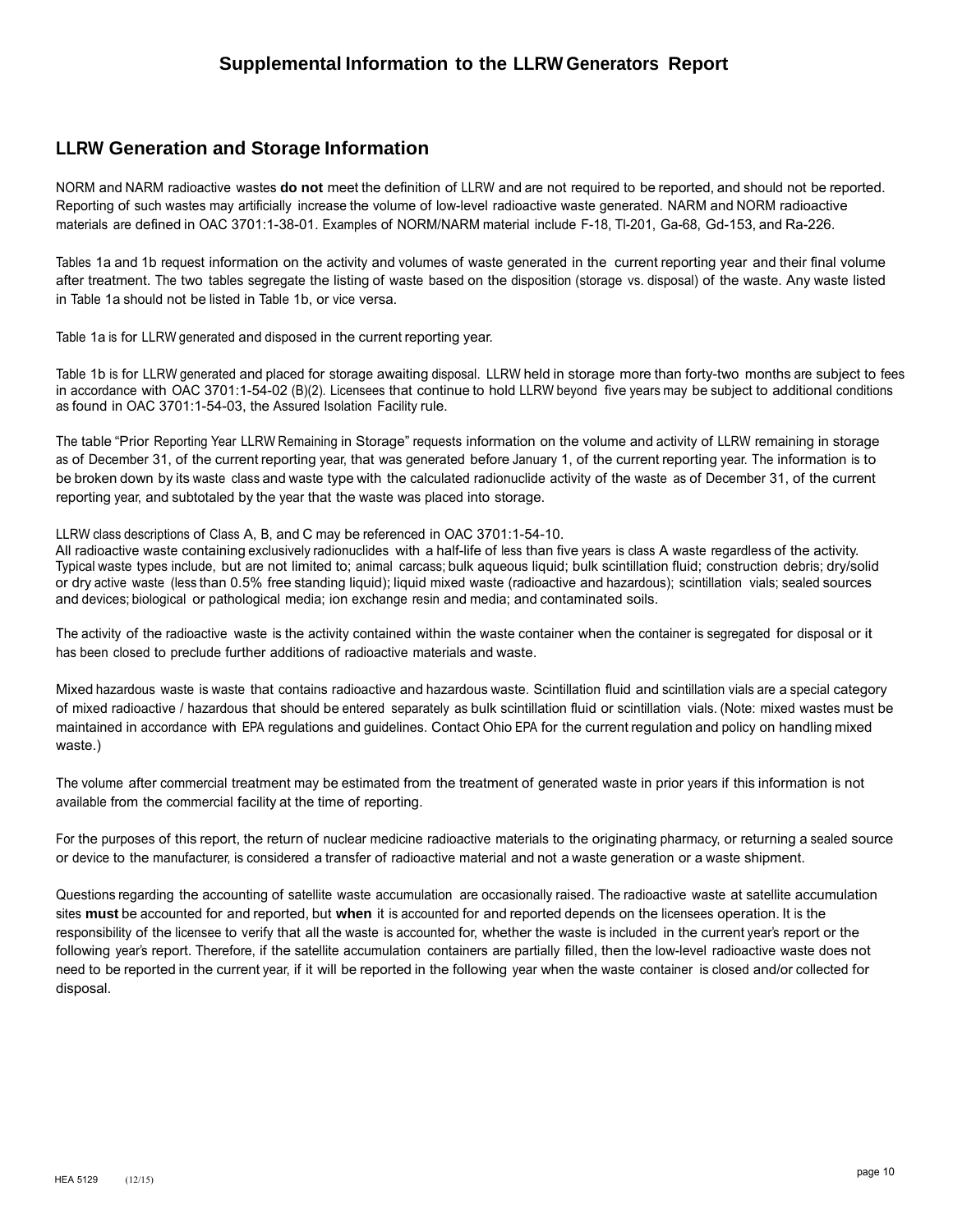# Supplemental Information to the LLRW Generators Report

## LLRW Generation and Storage Information

NORM and NARM radioactive wastes **do not** meet the definition of LLRW and are not required to be reported, and should not be reported. Reporting of such wastes may artificially increase the volume of low-level radioactive waste generated. NARM and NORM radioactive materials are defined in OAC 3701:1-38-01. Examples of NORM/NARM material include F-18, Tl-201, Ga-68, Gd-153, and Ra-226.

Tables 1a and 1b request information on the activity and volumes of waste generated in the current reporting year and their final volume after treatment. The two tables segregate the listing of waste based on the disposition (storage vs. disposal) of the waste. Any waste listed in Table 1a should not be listed in Table 1b, or vice versa.

Table 1a is for LLRW generated and disposed in the current reporting year.

Table 1b is for LLRW generated and placed for storage awaiting disposal. LLRW held in storage more than forty-two months are subject to fees in accordance with OAC 3701:1-54-02 (B)(2). Licensees that continue to hold LLRW beyond five years may be subject to additional conditions as found in OAC 3701:1-54-03, the Assured Isolation Facility rule.

The table "Prior Reporting Year LLRW Remaining in Storage" requests information on the volume and activity of LLRW remaining in storage as of December 31, of the current reporting year, that was generated before January 1, of the current reporting year. The information is to be broken down by its waste class and waste type with the calculated radionuclide activity of the waste as of December 31, of the current reporting year, and subtotaled by the year that the waste was placed into storage.

LLRW class descriptions of Class A, B, and C may be referenced in OAC 3701:1-54-10.
All radioactive waste containing exclusively radionuclides with a half-life of less than five years is class A waste regardless of the activity. Typical waste types include, but are not limited to; animal carcass; bulk aqueous liquid; bulk scintillation fluid; construction debris; dry/solid or dry active waste (less than 0.5% free standing liquid); liquid mixed waste (radioactive and hazardous); scintillation vials; sealed sources and devices; biological or pathological media; ion exchange resin and media; and contaminated soils.

The activity of the radioactive waste is the activity contained within the waste container when the container is segregated for disposal or it has been closed to preclude further additions of radioactive materials and waste.

Mixed hazardous waste is waste that contains radioactive and hazardous waste. Scintillation fluid and scintillation vials are a special category of mixed radioactive / hazardous that should be entered separately as bulk scintillation fluid or scintillation vials. (Note: mixed wastes must be maintained in accordance with EPA regulations and guidelines. Contact Ohio EPA for the current regulation and policy on handling mixed waste.)

The volume after commercial treatment may be estimated from the treatment of generated waste in prior years if this information is not available from the commercial facility at the time of reporting.

For the purposes of this report, the return of nuclear medicine radioactive materials to the originating pharmacy, or returning a sealed source or device to the manufacturer, is considered a transfer of radioactive material and not a waste generation or a waste shipment.

Questions regarding the accounting of satellite waste accumulation are occasionally raised. The radioactive waste at satellite accumulation sites **must** be accounted for and reported, but **when** it is accounted for and reported depends on the licensees operation. It is the responsibility of the licensee to verify that all the waste is accounted for, whether the waste is included in the current year's report or the following year's report. Therefore, if the satellite accumulation containers are partially filled, then the low-level radioactive waste does not need to be reported in the current year, if it will be reported in the following year when the waste container is closed and/or collected for disposal.

HEA 5129 (12/15)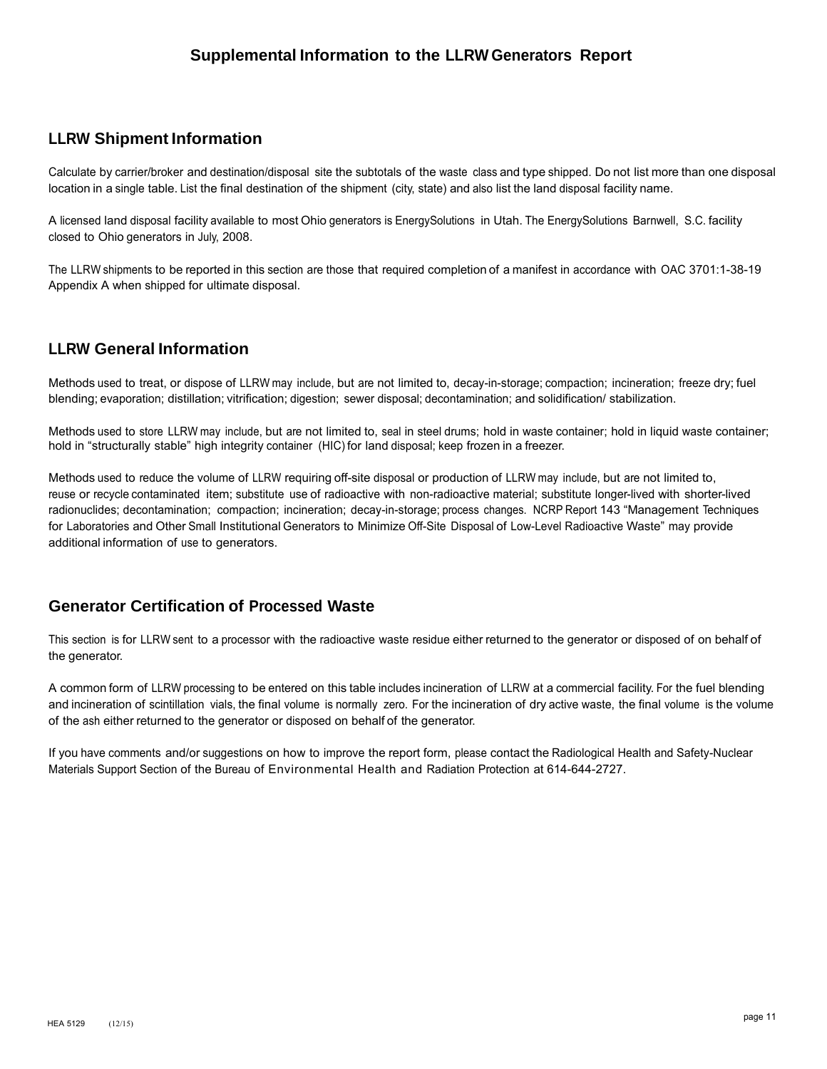## Supplemental Information to the LLRW Generators Report

### LLRW Shipment Information

Calculate by carrier/broker and destination/disposal site the subtotals of the waste class and type shipped. Do not list more than one disposal location in a single table. List the final destination of the shipment (city, state) and also list the land disposal facility name.

A licensed land disposal facility available to most Ohio generators is EnergySolutions in Utah. The EnergySolutions Barnwell, S.C. facility closed to Ohio generators in July, 2008.

The LLRW shipments to be reported in this section are those that required completion of a manifest in accordance with OAC 3701:1-38-19 Appendix A when shipped for ultimate disposal.

### LLRW General Information

Methods used to treat, or dispose of LLRW may include, but are not limited to, decay-in-storage; compaction; incineration; freeze dry; fuel blending; evaporation; distillation; vitrification; digestion; sewer disposal; decontamination; and solidification/ stabilization.

Methods used to store LLRW may include, but are not limited to, seal in steel drums; hold in waste container; hold in liquid waste container; hold in "structurally stable" high integrity container (HIC) for land disposal; keep frozen in a freezer.

Methods used to reduce the volume of LLRW requiring off-site disposal or production of LLRW may include, but are not limited to, reuse or recycle contaminated item; substitute use of radioactive with non-radioactive material; substitute longer-lived with shorter-lived radionuclides; decontamination; compaction; incineration; decay-in-storage; process changes. NCRP Report 143 "Management Techniques for Laboratories and Other Small Institutional Generators to Minimize Off-Site Disposal of Low-Level Radioactive Waste" may provide additional information of use to generators.

### Generator Certification of Processed Waste

This section is for LLRW sent to a processor with the radioactive waste residue either returned to the generator or disposed of on behalf of the generator.

A common form of LLRW processing to be entered on this table includes incineration of LLRW at a commercial facility. For the fuel blending and incineration of scintillation vials, the final volume is normally zero. For the incineration of dry active waste, the final volume is the volume of the ash either returned to the generator or disposed on behalf of the generator.

If you have comments and/or suggestions on how to improve the report form, please contact the Radiological Health and Safety-Nuclear Materials Support Section of the Bureau of Environmental Health and Radiation Protection at 614-644-2727.

HEA 5129 (12/15)